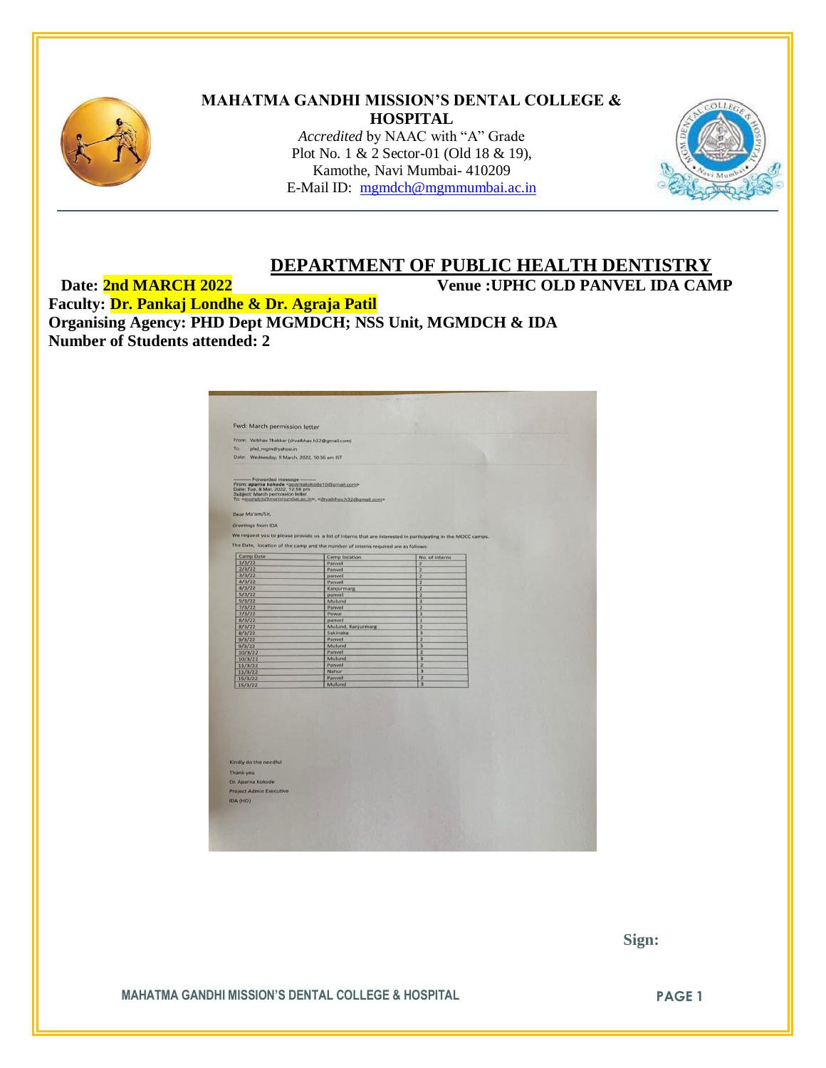# MAHATMA GANDHI MISSION'S DENTAL COLLEGE & HOSPITAL

*Accredited* by NAAC with "A" Grade
Plot No. 1 & 2 Sector-01 (Old 18 & 19),
Kamothe, Navi Mumbai- 410209
E-Mail ID: mgmdch@mgmmumbai.ac.in

## DEPARTMENT OF PUBLIC HEALTH DENTISTRY

**Date: 2nd MARCH 2022** **Venue :UPHC OLD PANVEL IDA CAMP**

**Faculty: Dr. Pankaj Londhe & Dr. Agraja Patil**

**Organising Agency: PHD Dept MGMDCH; NSS Unit, MGMDCH & IDA**

**Number of Students attended: 2**

Fwd: March permission letter

From: Vaibhav Thakkar (drvaibhav.h32@gmail.com)
To: phd_mgm@yahoo.in
Date: Wednesday, 9 March, 2022, 10:36 am IST

---------- Forwarded message ---------
From: **aparna kokode** <aparnakokode10@gmail.com>
Date: Tue, 8 Mar, 2022, 12:58 pm
Subject: March permission letter
To: <mgmdch@mgmmumbai.ac.in>, <drvaibhav.h32@gmail.com>

Dear Ma'am/Sir,

*Greetings* from IDA

We request you to please provide us a list of interns that are interested in participating in the MOCC camps.

The Date, location of the camp and the number of interns required are as follows:

| Camp Date | Camp location | No. of interns |
|---|---|---|
| 1/3/22 | Panvel | 2 |
| 2/3/22 | Panvel | 2 |
| 3/3/22 | panvel | 2 |
| 4/3/22 | Panvel | 2 |
| 4/3/22 | Kanjurmarg | 2 |
| 5/3/22 | panvel | 2 |
| 5/3/22 | Mulund | 3 |
| 7/3/22 | Panvel | 2 |
| 7/3/22 | Powai | 3 |
| 8/3/22 | panvel | 1 |
| 8/3/22 | Mulund, Kanjurmarg | 2 |
| 8/3/22 | Sakinaka | 3 |
| 9/3/22 | Panvel | 2 |
| 9/3/22 | Mulund | 3 |
| 10/3/22 | Panvel | 2 |
| 10/3/22 | Mulund | 3 |
| 11/3/22 | Panvel | 2 |
| 11/3/22 | Nahur | 3 |
| 15/3/22 | Panvel | 2 |
| 15/3/22 | Mulund | 3 |

Kindly do the needful
Thank you
Dr. Aparna Kokode
Project Admin Executive
IDA (HO)

**Sign:**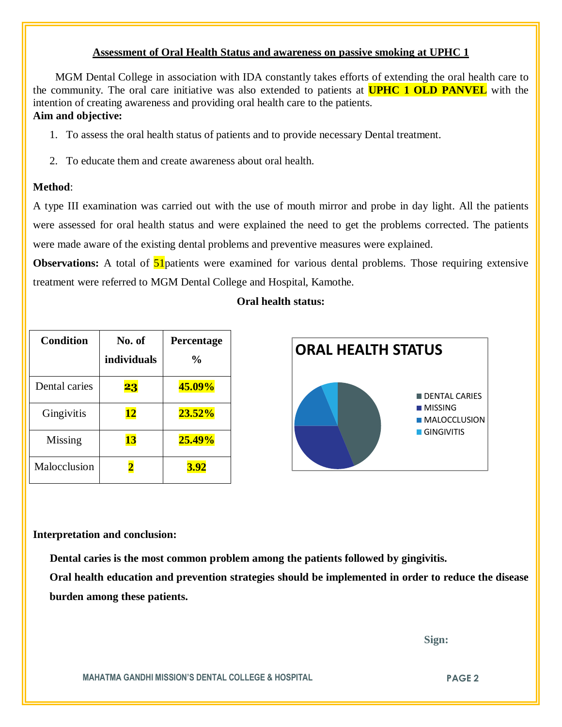## Assessment of Oral Health Status and awareness on passive smoking at UPHC 1

MGM Dental College in association with IDA constantly takes efforts of extending the oral health care to the community. The oral care initiative was also extended to patients at **UPHC 1 OLD PANVEL** with the intention of creating awareness and providing oral health care to the patients.

**Aim and objective:**

1. To assess the oral health status of patients and to provide necessary Dental treatment.
2. To educate them and create awareness about oral health.

**Method**:

A type III examination was carried out with the use of mouth mirror and probe in day light. All the patients were assessed for oral health status and were explained the need to get the problems corrected. The patients were made aware of the existing dental problems and preventive measures were explained.

**Observations:** A total of 51patients were examined for various dental problems. Those requiring extensive treatment were referred to MGM Dental College and Hospital, Kamothe.

**Oral health status:**

| Condition | No. of individuals | Percentage % |
|---|---|---|
| Dental caries | **23** | **45.09%** |
| Gingivitis | **12** | **23.52%** |
| Missing | **13** | **25.49%** |
| Malocclusion | **2** | **3.92** |

ORAL HEALTH STATUS

- DENTAL CARIES
- MISSING
- MALOCCLUSION
- GINGIVITIS

**Interpretation and conclusion:**

**Dental caries is the most common problem among the patients followed by gingivitis.**

**Oral health education and prevention strategies should be implemented in order to reduce the disease burden among these patients.**

**Sign:**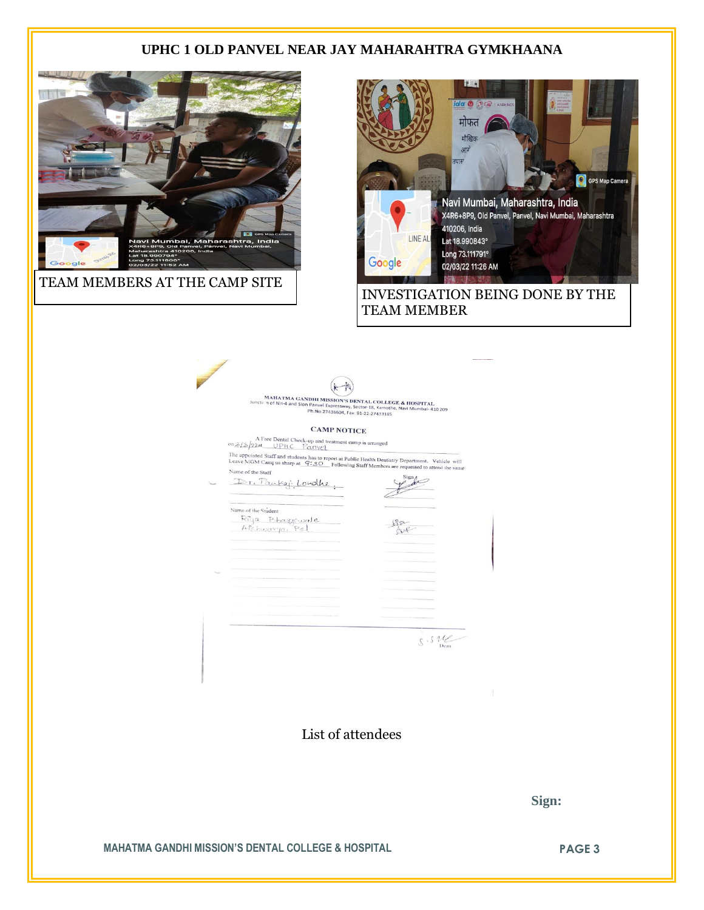**UPHC 1 OLD PANVEL NEAR JAY MAHARAHTRA GYMKHAANA**

TEAM MEMBERS AT THE CAMP SITE

INVESTIGATION BEING DONE BY THE TEAM MEMBER

MAHATMA GANDHI MISSION'S DENTAL COLLEGE & HOSPITAL
Junction of NH-4 and Sion Panvel Expressway, Sector-18, Kamothe, Navi Mumbai- 410 209
Ph.No.27436604, Fax: 91-22-27433185

**CAMP NOTICE**

A Free Dental Check-up and treatment camp is arranged on 2/3/22 at UPHC Panvel

The appointed Staff and students has to report at Public Health Dentistry Department. Vehicle will Leave MGM Campus sharp at 9:30 Following Staff Members are requested to attend the same

| Name of the Staff | Sign |
|---|---|
| Dr. Pankaj Londhe | |

| Name of the Student | |
|---|---|
| Riya Bhagwale | |
| Aishwarya Pel | |

Dean

List of attendees

**Sign:**